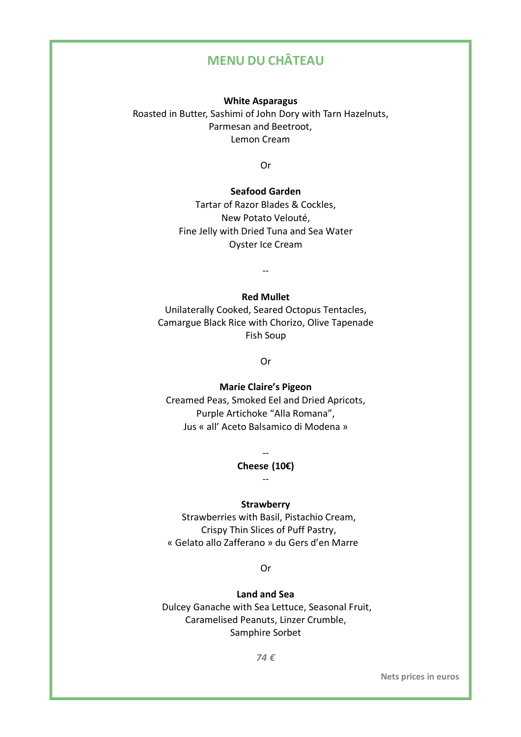# MENU DU CHÂTEAU

**White Asparagus**
Roasted in Butter, Sashimi of John Dory with Tarn Hazelnuts,
Parmesan and Beetroot,
Lemon Cream

Or

**Seafood Garden**
Tartar of Razor Blades & Cockles,
New Potato Velouté,
Fine Jelly with Dried Tuna and Sea Water
Oyster Ice Cream

--

**Red Mullet**
Unilaterally Cooked, Seared Octopus Tentacles,
Camargue Black Rice with Chorizo, Olive Tapenade
Fish Soup

Or

**Marie Claire's Pigeon**
Creamed Peas, Smoked Eel and Dried Apricots,
Purple Artichoke "Alla Romana",
Jus « all' Aceto Balsamico di Modena »

--

**Cheese (10€)**

--

**Strawberry**
Strawberries with Basil, Pistachio Cream,
Crispy Thin Slices of Puff Pastry,
« Gelato allo Zafferano » du Gers d'en Marre

Or

**Land and Sea**
Dulcey Ganache with Sea Lettuce, Seasonal Fruit,
Caramelised Peanuts, Linzer Crumble,
Samphire Sorbet

***74 €***

**Nets prices in euros**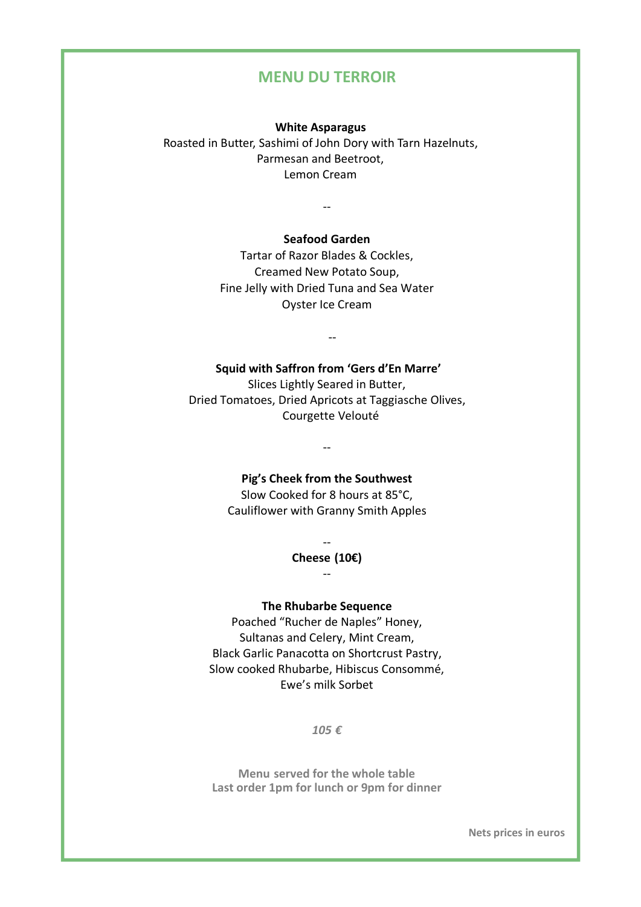# MENU DU TERROIR

**White Asparagus**
Roasted in Butter, Sashimi of John Dory with Tarn Hazelnuts,
Parmesan and Beetroot,
Lemon Cream

--

**Seafood Garden**
Tartar of Razor Blades & Cockles,
Creamed New Potato Soup,
Fine Jelly with Dried Tuna and Sea Water
Oyster Ice Cream

--

**Squid with Saffron from 'Gers d'En Marre'**
Slices Lightly Seared in Butter,
Dried Tomatoes, Dried Apricots at Taggiasche Olives,
Courgette Velouté

--

**Pig's Cheek from the Southwest**
Slow Cooked for 8 hours at 85°C,
Cauliflower with Granny Smith Apples

--

**Cheese (10€)**

--

**The Rhubarbe Sequence**
Poached "Rucher de Naples" Honey,
Sultanas and Celery, Mint Cream,
Black Garlic Panacotta on Shortcrust Pastry,
Slow cooked Rhubarbe, Hibiscus Consommé,
Ewe's milk Sorbet

***105 €***

**Menu served for the whole table**
**Last order 1pm for lunch or 9pm for dinner**

**Nets prices in euros**